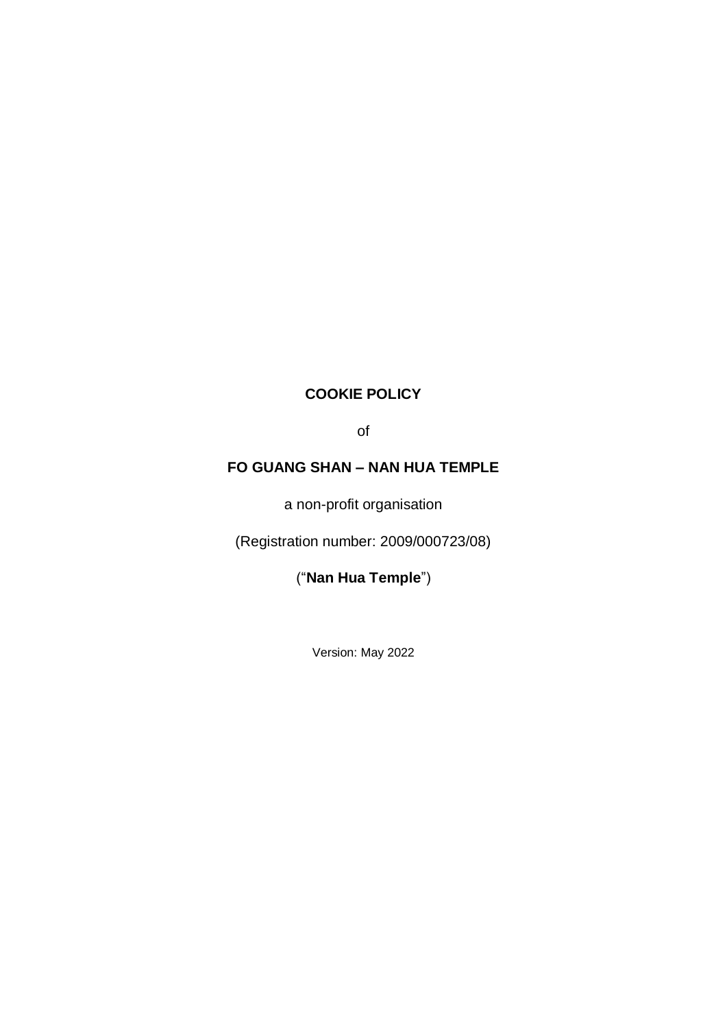# COOKIE POLICY

of

## FO GUANG SHAN – NAN HUA TEMPLE

a non-profit organisation

(Registration number: 2009/000723/08)

("**Nan Hua Temple**")

Version: May 2022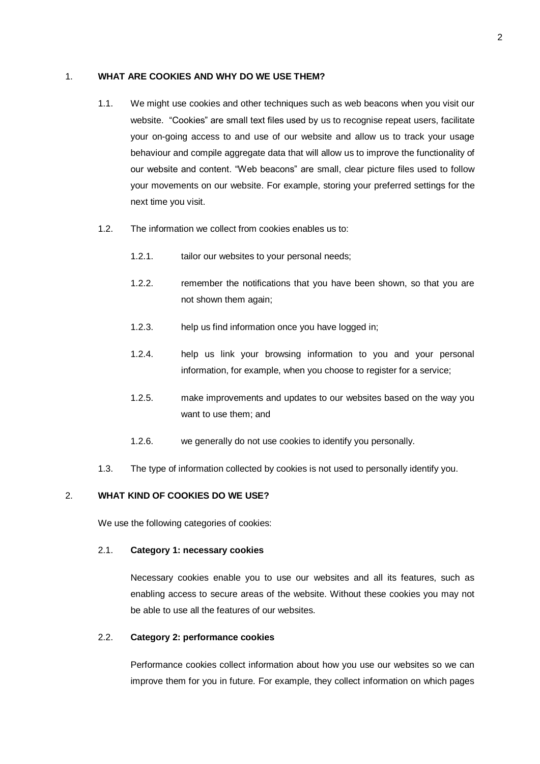## 1. WHAT ARE COOKIES AND WHY DO WE USE THEM?

1.1. We might use cookies and other techniques such as web beacons when you visit our website. "Cookies" are small text files used by us to recognise repeat users, facilitate your on-going access to and use of our website and allow us to track your usage behaviour and compile aggregate data that will allow us to improve the functionality of our website and content. "Web beacons" are small, clear picture files used to follow your movements on our website. For example, storing your preferred settings for the next time you visit.

1.2. The information we collect from cookies enables us to:

1.2.1. tailor our websites to your personal needs;

1.2.2. remember the notifications that you have been shown, so that you are not shown them again;

1.2.3. help us find information once you have logged in;

1.2.4. help us link your browsing information to you and your personal information, for example, when you choose to register for a service;

1.2.5. make improvements and updates to our websites based on the way you want to use them; and

1.2.6. we generally do not use cookies to identify you personally.

1.3. The type of information collected by cookies is not used to personally identify you.

## 2. WHAT KIND OF COOKIES DO WE USE?

We use the following categories of cookies:

### 2.1. Category 1: necessary cookies

Necessary cookies enable you to use our websites and all its features, such as enabling access to secure areas of the website. Without these cookies you may not be able to use all the features of our websites.

### 2.2. Category 2: performance cookies

Performance cookies collect information about how you use our websites so we can improve them for you in future. For example, they collect information on which pages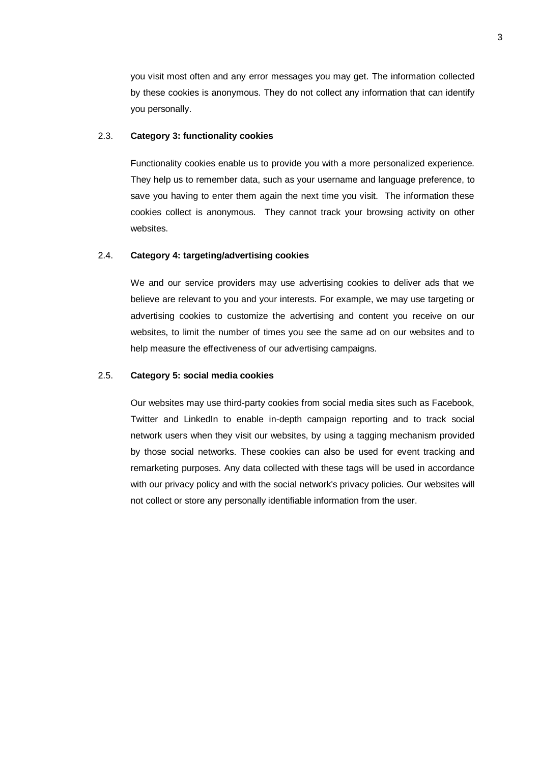you visit most often and any error messages you may get. The information collected by these cookies is anonymous. They do not collect any information that can identify you personally.

### 2.3. Category 3: functionality cookies

Functionality cookies enable us to provide you with a more personalized experience. They help us to remember data, such as your username and language preference, to save you having to enter them again the next time you visit. The information these cookies collect is anonymous. They cannot track your browsing activity on other websites.

### 2.4. Category 4: targeting/advertising cookies

We and our service providers may use advertising cookies to deliver ads that we believe are relevant to you and your interests. For example, we may use targeting or advertising cookies to customize the advertising and content you receive on our websites, to limit the number of times you see the same ad on our websites and to help measure the effectiveness of our advertising campaigns.

### 2.5. Category 5: social media cookies

Our websites may use third-party cookies from social media sites such as Facebook, Twitter and LinkedIn to enable in-depth campaign reporting and to track social network users when they visit our websites, by using a tagging mechanism provided by those social networks. These cookies can also be used for event tracking and remarketing purposes. Any data collected with these tags will be used in accordance with our privacy policy and with the social network's privacy policies. Our websites will not collect or store any personally identifiable information from the user.